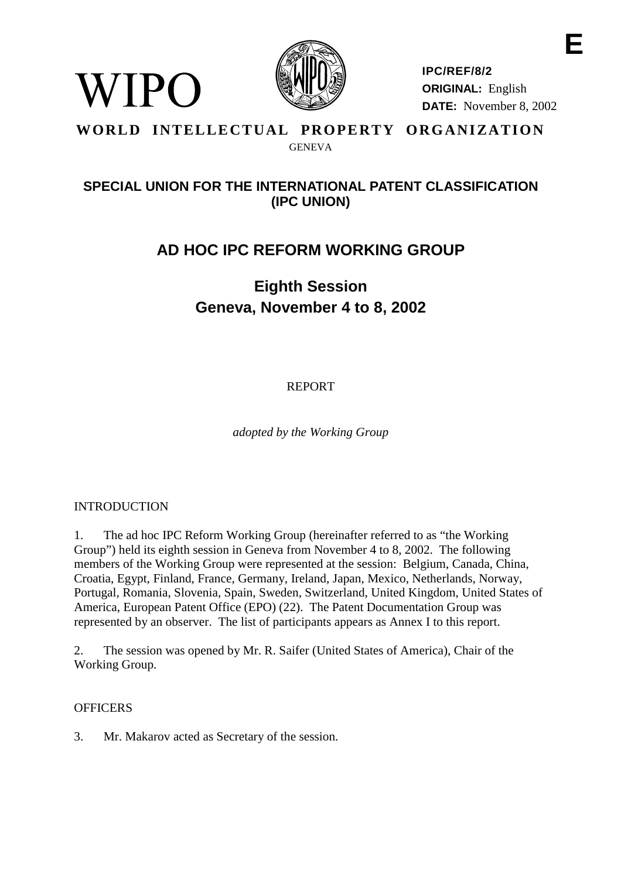**E**

WIPO

**IPC/REF/8/2**
**ORIGINAL:** English
**DATE:** November 8, 2002

**WORLD INTELLECTUAL PROPERTY ORGANIZATION**
GENEVA

## SPECIAL UNION FOR THE INTERNATIONAL PATENT CLASSIFICATION (IPC UNION)

# AD HOC IPC REFORM WORKING GROUP

## Eighth Session
## Geneva, November 4 to 8, 2002

REPORT

*adopted by the Working Group*

INTRODUCTION

1. The ad hoc IPC Reform Working Group (hereinafter referred to as "the Working Group") held its eighth session in Geneva from November 4 to 8, 2002. The following members of the Working Group were represented at the session: Belgium, Canada, China, Croatia, Egypt, Finland, France, Germany, Ireland, Japan, Mexico, Netherlands, Norway, Portugal, Romania, Slovenia, Spain, Sweden, Switzerland, United Kingdom, United States of America, European Patent Office (EPO) (22). The Patent Documentation Group was represented by an observer. The list of participants appears as Annex I to this report.

2. The session was opened by Mr. R. Saifer (United States of America), Chair of the Working Group.

OFFICERS

3. Mr. Makarov acted as Secretary of the session.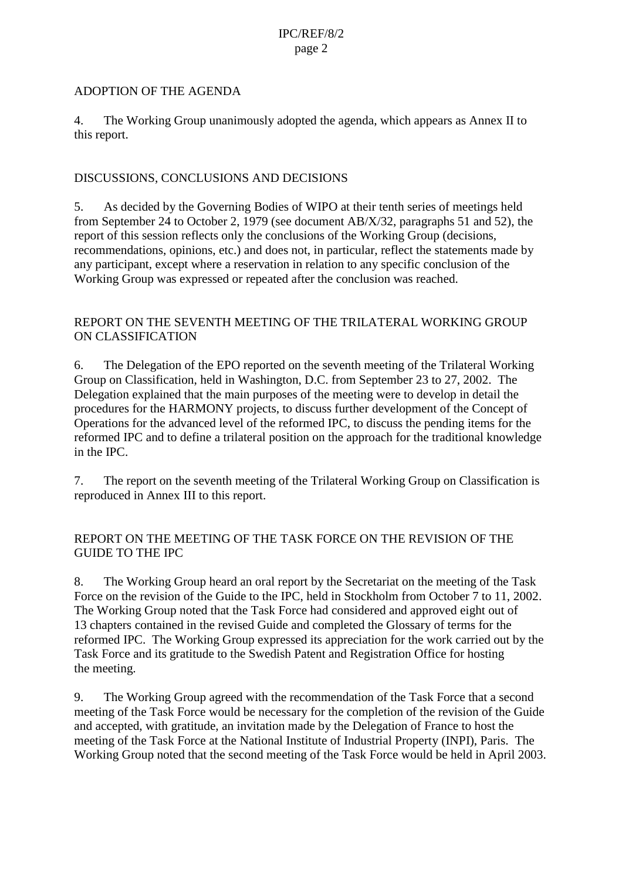## ADOPTION OF THE AGENDA

4. The Working Group unanimously adopted the agenda, which appears as Annex II to this report.

## DISCUSSIONS, CONCLUSIONS AND DECISIONS

5. As decided by the Governing Bodies of WIPO at their tenth series of meetings held from September 24 to October 2, 1979 (see document AB/X/32, paragraphs 51 and 52), the report of this session reflects only the conclusions of the Working Group (decisions, recommendations, opinions, etc.) and does not, in particular, reflect the statements made by any participant, except where a reservation in relation to any specific conclusion of the Working Group was expressed or repeated after the conclusion was reached.

## REPORT ON THE SEVENTH MEETING OF THE TRILATERAL WORKING GROUP ON CLASSIFICATION

6. The Delegation of the EPO reported on the seventh meeting of the Trilateral Working Group on Classification, held in Washington, D.C. from September 23 to 27, 2002. The Delegation explained that the main purposes of the meeting were to develop in detail the procedures for the HARMONY projects, to discuss further development of the Concept of Operations for the advanced level of the reformed IPC, to discuss the pending items for the reformed IPC and to define a trilateral position on the approach for the traditional knowledge in the IPC.

7. The report on the seventh meeting of the Trilateral Working Group on Classification is reproduced in Annex III to this report.

## REPORT ON THE MEETING OF THE TASK FORCE ON THE REVISION OF THE GUIDE TO THE IPC

8. The Working Group heard an oral report by the Secretariat on the meeting of the Task Force on the revision of the Guide to the IPC, held in Stockholm from October 7 to 11, 2002. The Working Group noted that the Task Force had considered and approved eight out of 13 chapters contained in the revised Guide and completed the Glossary of terms for the reformed IPC. The Working Group expressed its appreciation for the work carried out by the Task Force and its gratitude to the Swedish Patent and Registration Office for hosting the meeting.

9. The Working Group agreed with the recommendation of the Task Force that a second meeting of the Task Force would be necessary for the completion of the revision of the Guide and accepted, with gratitude, an invitation made by the Delegation of France to host the meeting of the Task Force at the National Institute of Industrial Property (INPI), Paris. The Working Group noted that the second meeting of the Task Force would be held in April 2003.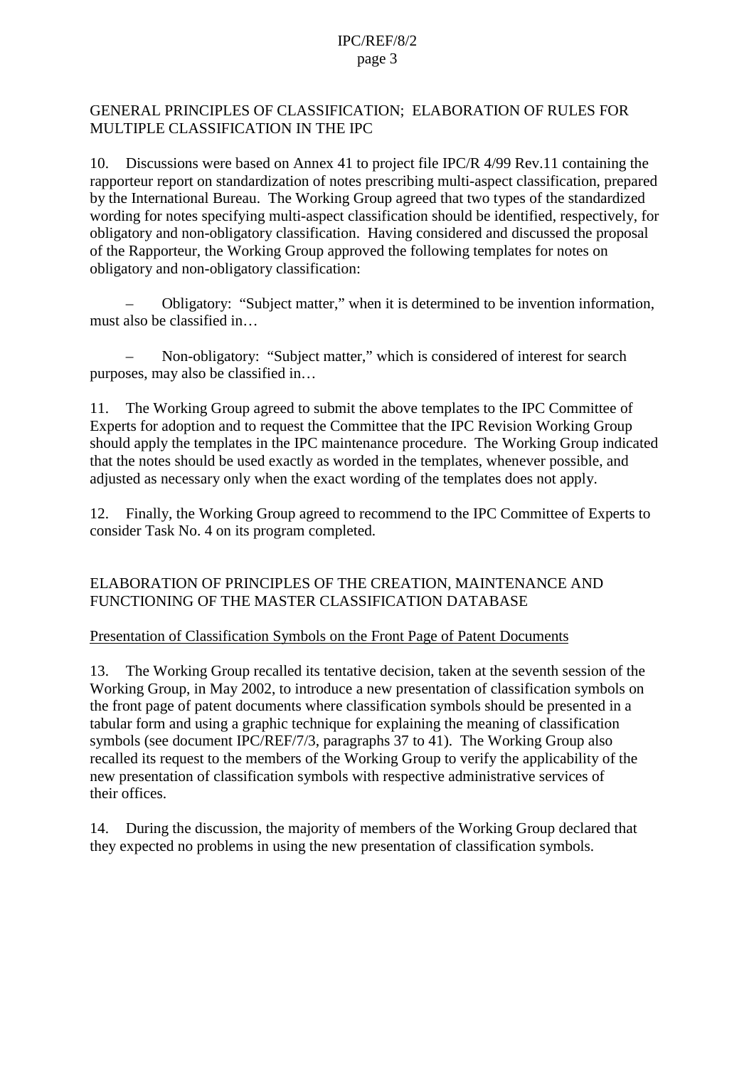## GENERAL PRINCIPLES OF CLASSIFICATION; ELABORATION OF RULES FOR MULTIPLE CLASSIFICATION IN THE IPC

10. Discussions were based on Annex 41 to project file IPC/R 4/99 Rev.11 containing the rapporteur report on standardization of notes prescribing multi-aspect classification, prepared by the International Bureau. The Working Group agreed that two types of the standardized wording for notes specifying multi-aspect classification should be identified, respectively, for obligatory and non-obligatory classification. Having considered and discussed the proposal of the Rapporteur, the Working Group approved the following templates for notes on obligatory and non-obligatory classification:

– Obligatory: "Subject matter," when it is determined to be invention information, must also be classified in…

– Non-obligatory: "Subject matter," which is considered of interest for search purposes, may also be classified in…

11. The Working Group agreed to submit the above templates to the IPC Committee of Experts for adoption and to request the Committee that the IPC Revision Working Group should apply the templates in the IPC maintenance procedure. The Working Group indicated that the notes should be used exactly as worded in the templates, whenever possible, and adjusted as necessary only when the exact wording of the templates does not apply.

12. Finally, the Working Group agreed to recommend to the IPC Committee of Experts to consider Task No. 4 on its program completed.

## ELABORATION OF PRINCIPLES OF THE CREATION, MAINTENANCE AND FUNCTIONING OF THE MASTER CLASSIFICATION DATABASE

### Presentation of Classification Symbols on the Front Page of Patent Documents

13. The Working Group recalled its tentative decision, taken at the seventh session of the Working Group, in May 2002, to introduce a new presentation of classification symbols on the front page of patent documents where classification symbols should be presented in a tabular form and using a graphic technique for explaining the meaning of classification symbols (see document IPC/REF/7/3, paragraphs 37 to 41). The Working Group also recalled its request to the members of the Working Group to verify the applicability of the new presentation of classification symbols with respective administrative services of their offices.

14. During the discussion, the majority of members of the Working Group declared that they expected no problems in using the new presentation of classification symbols.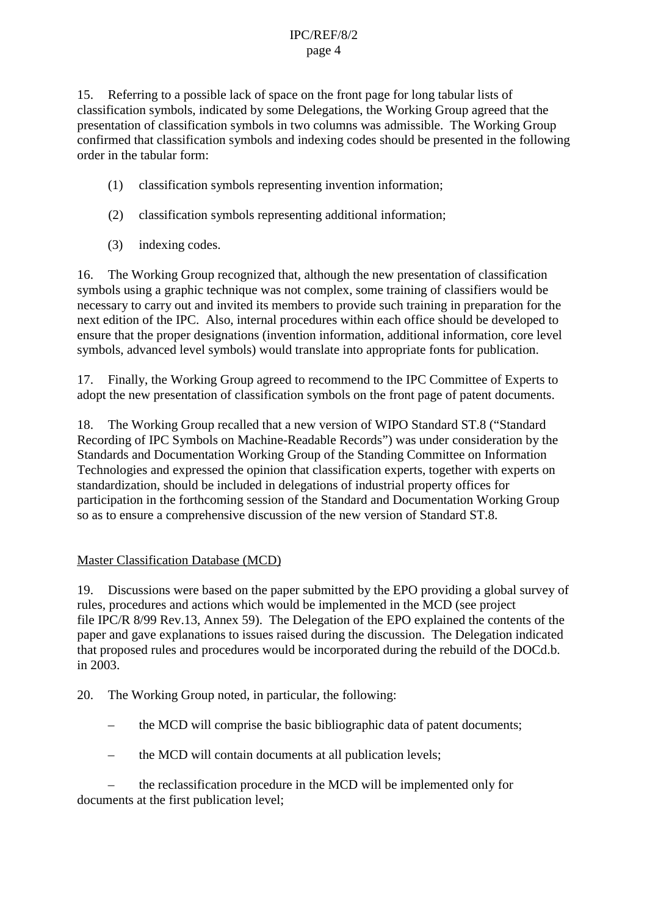15. Referring to a possible lack of space on the front page for long tabular lists of classification symbols, indicated by some Delegations, the Working Group agreed that the presentation of classification symbols in two columns was admissible. The Working Group confirmed that classification symbols and indexing codes should be presented in the following order in the tabular form:

(1) classification symbols representing invention information;

(2) classification symbols representing additional information;

(3) indexing codes.

16. The Working Group recognized that, although the new presentation of classification symbols using a graphic technique was not complex, some training of classifiers would be necessary to carry out and invited its members to provide such training in preparation for the next edition of the IPC. Also, internal procedures within each office should be developed to ensure that the proper designations (invention information, additional information, core level symbols, advanced level symbols) would translate into appropriate fonts for publication.

17. Finally, the Working Group agreed to recommend to the IPC Committee of Experts to adopt the new presentation of classification symbols on the front page of patent documents.

18. The Working Group recalled that a new version of WIPO Standard ST.8 ("Standard Recording of IPC Symbols on Machine-Readable Records") was under consideration by the Standards and Documentation Working Group of the Standing Committee on Information Technologies and expressed the opinion that classification experts, together with experts on standardization, should be included in delegations of industrial property offices for participation in the forthcoming session of the Standard and Documentation Working Group so as to ensure a comprehensive discussion of the new version of Standard ST.8.

## Master Classification Database (MCD)

19. Discussions were based on the paper submitted by the EPO providing a global survey of rules, procedures and actions which would be implemented in the MCD (see project file IPC/R 8/99 Rev.13, Annex 59). The Delegation of the EPO explained the contents of the paper and gave explanations to issues raised during the discussion. The Delegation indicated that proposed rules and procedures would be incorporated during the rebuild of the DOCd.b. in 2003.

20. The Working Group noted, in particular, the following:

– the MCD will comprise the basic bibliographic data of patent documents;

– the MCD will contain documents at all publication levels;

– the reclassification procedure in the MCD will be implemented only for documents at the first publication level;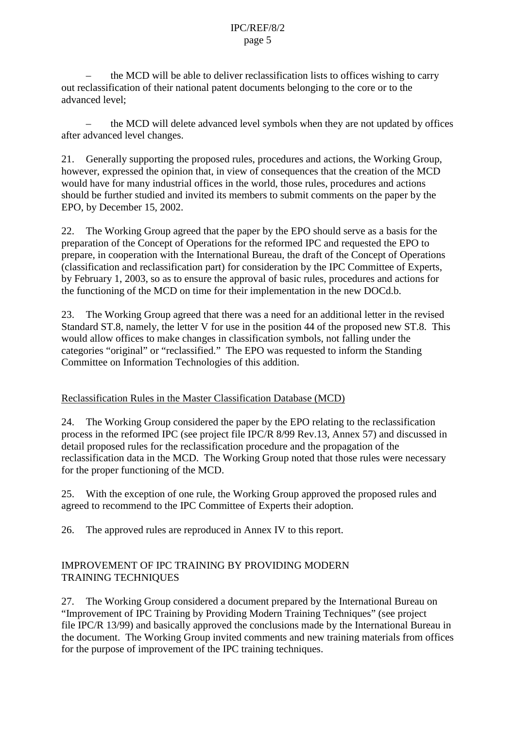– the MCD will be able to deliver reclassification lists to offices wishing to carry out reclassification of their national patent documents belonging to the core or to the advanced level;

– the MCD will delete advanced level symbols when they are not updated by offices after advanced level changes.

21. Generally supporting the proposed rules, procedures and actions, the Working Group, however, expressed the opinion that, in view of consequences that the creation of the MCD would have for many industrial offices in the world, those rules, procedures and actions should be further studied and invited its members to submit comments on the paper by the EPO, by December 15, 2002.

22. The Working Group agreed that the paper by the EPO should serve as a basis for the preparation of the Concept of Operations for the reformed IPC and requested the EPO to prepare, in cooperation with the International Bureau, the draft of the Concept of Operations (classification and reclassification part) for consideration by the IPC Committee of Experts, by February 1, 2003, so as to ensure the approval of basic rules, procedures and actions for the functioning of the MCD on time for their implementation in the new DOCd.b.

23. The Working Group agreed that there was a need for an additional letter in the revised Standard ST.8, namely, the letter V for use in the position 44 of the proposed new ST.8. This would allow offices to make changes in classification symbols, not falling under the categories "original" or "reclassified." The EPO was requested to inform the Standing Committee on Information Technologies of this addition.

## Reclassification Rules in the Master Classification Database (MCD)

24. The Working Group considered the paper by the EPO relating to the reclassification process in the reformed IPC (see project file IPC/R 8/99 Rev.13, Annex 57) and discussed in detail proposed rules for the reclassification procedure and the propagation of the reclassification data in the MCD. The Working Group noted that those rules were necessary for the proper functioning of the MCD.

25. With the exception of one rule, the Working Group approved the proposed rules and agreed to recommend to the IPC Committee of Experts their adoption.

26. The approved rules are reproduced in Annex IV to this report.

## IMPROVEMENT OF IPC TRAINING BY PROVIDING MODERN TRAINING TECHNIQUES

27. The Working Group considered a document prepared by the International Bureau on "Improvement of IPC Training by Providing Modern Training Techniques" (see project file IPC/R 13/99) and basically approved the conclusions made by the International Bureau in the document. The Working Group invited comments and new training materials from offices for the purpose of improvement of the IPC training techniques.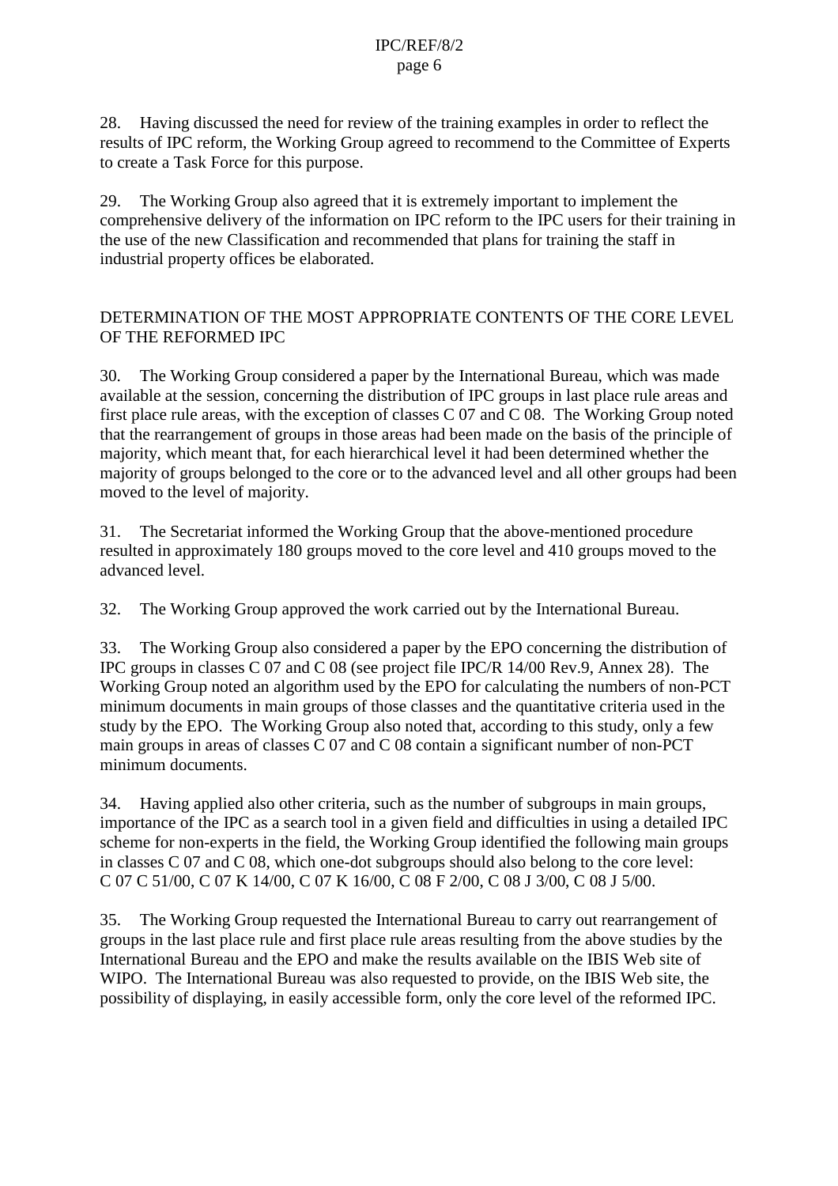28. Having discussed the need for review of the training examples in order to reflect the results of IPC reform, the Working Group agreed to recommend to the Committee of Experts to create a Task Force for this purpose.

29. The Working Group also agreed that it is extremely important to implement the comprehensive delivery of the information on IPC reform to the IPC users for their training in the use of the new Classification and recommended that plans for training the staff in industrial property offices be elaborated.

## DETERMINATION OF THE MOST APPROPRIATE CONTENTS OF THE CORE LEVEL OF THE REFORMED IPC

30. The Working Group considered a paper by the International Bureau, which was made available at the session, concerning the distribution of IPC groups in last place rule areas and first place rule areas, with the exception of classes C 07 and C 08. The Working Group noted that the rearrangement of groups in those areas had been made on the basis of the principle of majority, which meant that, for each hierarchical level it had been determined whether the majority of groups belonged to the core or to the advanced level and all other groups had been moved to the level of majority.

31. The Secretariat informed the Working Group that the above-mentioned procedure resulted in approximately 180 groups moved to the core level and 410 groups moved to the advanced level.

32. The Working Group approved the work carried out by the International Bureau.

33. The Working Group also considered a paper by the EPO concerning the distribution of IPC groups in classes C 07 and C 08 (see project file IPC/R 14/00 Rev.9, Annex 28). The Working Group noted an algorithm used by the EPO for calculating the numbers of non-PCT minimum documents in main groups of those classes and the quantitative criteria used in the study by the EPO. The Working Group also noted that, according to this study, only a few main groups in areas of classes C 07 and C 08 contain a significant number of non-PCT minimum documents.

34. Having applied also other criteria, such as the number of subgroups in main groups, importance of the IPC as a search tool in a given field and difficulties in using a detailed IPC scheme for non-experts in the field, the Working Group identified the following main groups in classes C 07 and C 08, which one-dot subgroups should also belong to the core level: C 07 C 51/00, C 07 K 14/00, C 07 K 16/00, C 08 F 2/00, C 08 J 3/00, C 08 J 5/00.

35. The Working Group requested the International Bureau to carry out rearrangement of groups in the last place rule and first place rule areas resulting from the above studies by the International Bureau and the EPO and make the results available on the IBIS Web site of WIPO. The International Bureau was also requested to provide, on the IBIS Web site, the possibility of displaying, in easily accessible form, only the core level of the reformed IPC.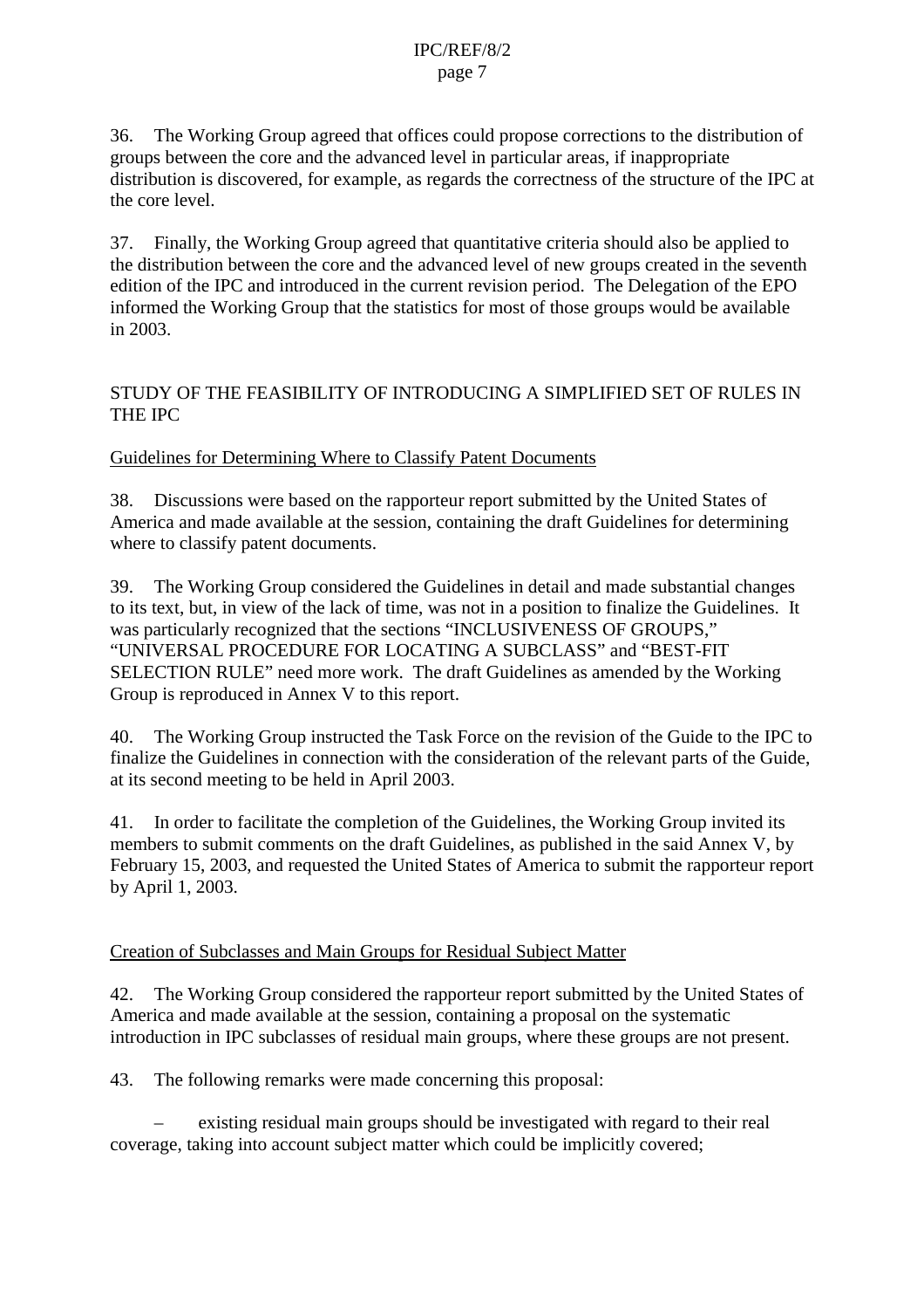36. The Working Group agreed that offices could propose corrections to the distribution of groups between the core and the advanced level in particular areas, if inappropriate distribution is discovered, for example, as regards the correctness of the structure of the IPC at the core level.

37. Finally, the Working Group agreed that quantitative criteria should also be applied to the distribution between the core and the advanced level of new groups created in the seventh edition of the IPC and introduced in the current revision period. The Delegation of the EPO informed the Working Group that the statistics for most of those groups would be available in 2003.

## STUDY OF THE FEASIBILITY OF INTRODUCING A SIMPLIFIED SET OF RULES IN THE IPC

### Guidelines for Determining Where to Classify Patent Documents

38. Discussions were based on the rapporteur report submitted by the United States of America and made available at the session, containing the draft Guidelines for determining where to classify patent documents.

39. The Working Group considered the Guidelines in detail and made substantial changes to its text, but, in view of the lack of time, was not in a position to finalize the Guidelines. It was particularly recognized that the sections "INCLUSIVENESS OF GROUPS," "UNIVERSAL PROCEDURE FOR LOCATING A SUBCLASS" and "BEST-FIT SELECTION RULE" need more work. The draft Guidelines as amended by the Working Group is reproduced in Annex V to this report.

40. The Working Group instructed the Task Force on the revision of the Guide to the IPC to finalize the Guidelines in connection with the consideration of the relevant parts of the Guide, at its second meeting to be held in April 2003.

41. In order to facilitate the completion of the Guidelines, the Working Group invited its members to submit comments on the draft Guidelines, as published in the said Annex V, by February 15, 2003, and requested the United States of America to submit the rapporteur report by April 1, 2003.

### Creation of Subclasses and Main Groups for Residual Subject Matter

42. The Working Group considered the rapporteur report submitted by the United States of America and made available at the session, containing a proposal on the systematic introduction in IPC subclasses of residual main groups, where these groups are not present.

43. The following remarks were made concerning this proposal:

– existing residual main groups should be investigated with regard to their real coverage, taking into account subject matter which could be implicitly covered;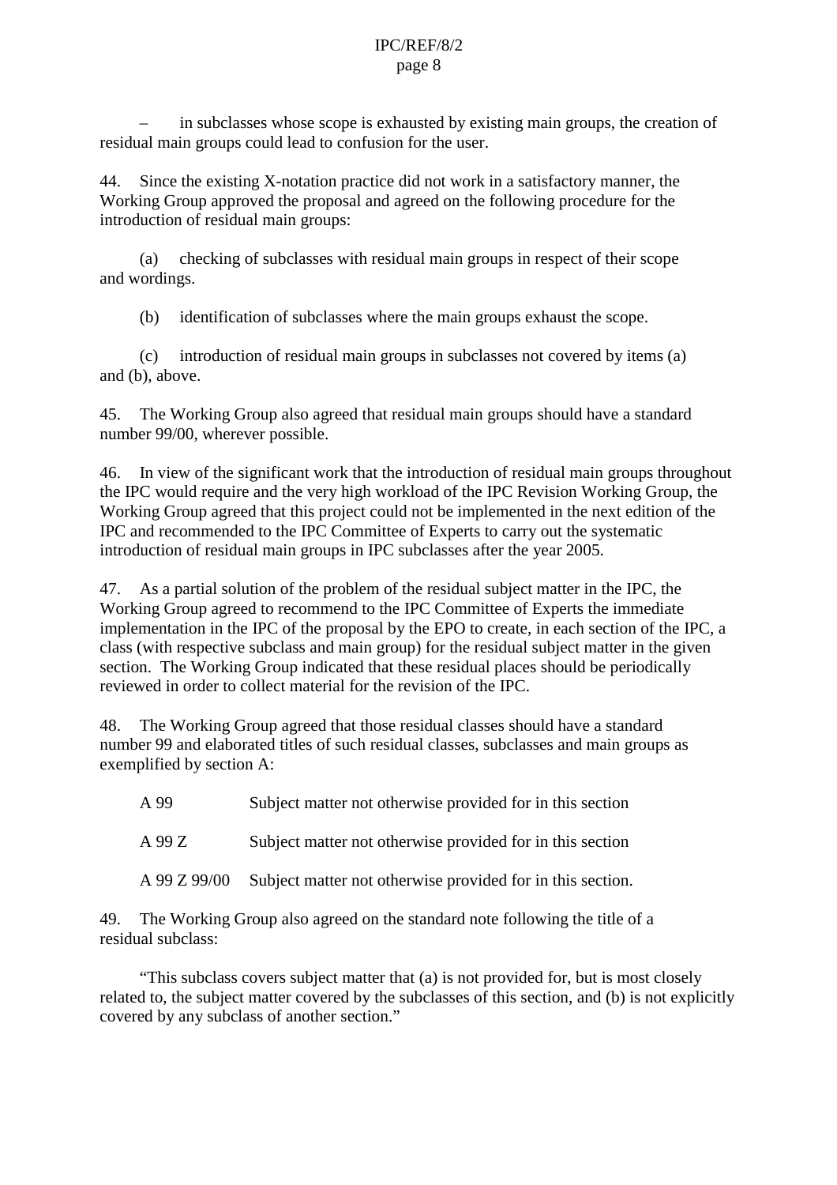– in subclasses whose scope is exhausted by existing main groups, the creation of residual main groups could lead to confusion for the user.

44. Since the existing X-notation practice did not work in a satisfactory manner, the Working Group approved the proposal and agreed on the following procedure for the introduction of residual main groups:

(a) checking of subclasses with residual main groups in respect of their scope and wordings.

(b) identification of subclasses where the main groups exhaust the scope.

(c) introduction of residual main groups in subclasses not covered by items (a) and (b), above.

45. The Working Group also agreed that residual main groups should have a standard number 99/00, wherever possible.

46. In view of the significant work that the introduction of residual main groups throughout the IPC would require and the very high workload of the IPC Revision Working Group, the Working Group agreed that this project could not be implemented in the next edition of the IPC and recommended to the IPC Committee of Experts to carry out the systematic introduction of residual main groups in IPC subclasses after the year 2005.

47. As a partial solution of the problem of the residual subject matter in the IPC, the Working Group agreed to recommend to the IPC Committee of Experts the immediate implementation in the IPC of the proposal by the EPO to create, in each section of the IPC, a class (with respective subclass and main group) for the residual subject matter in the given section. The Working Group indicated that these residual places should be periodically reviewed in order to collect material for the revision of the IPC.

48. The Working Group agreed that those residual classes should have a standard number 99 and elaborated titles of such residual classes, subclasses and main groups as exemplified by section A:

A 99 Subject matter not otherwise provided for in this section

A 99 Z Subject matter not otherwise provided for in this section

A 99 Z 99/00 Subject matter not otherwise provided for in this section.

49. The Working Group also agreed on the standard note following the title of a residual subclass:

"This subclass covers subject matter that (a) is not provided for, but is most closely related to, the subject matter covered by the subclasses of this section, and (b) is not explicitly covered by any subclass of another section."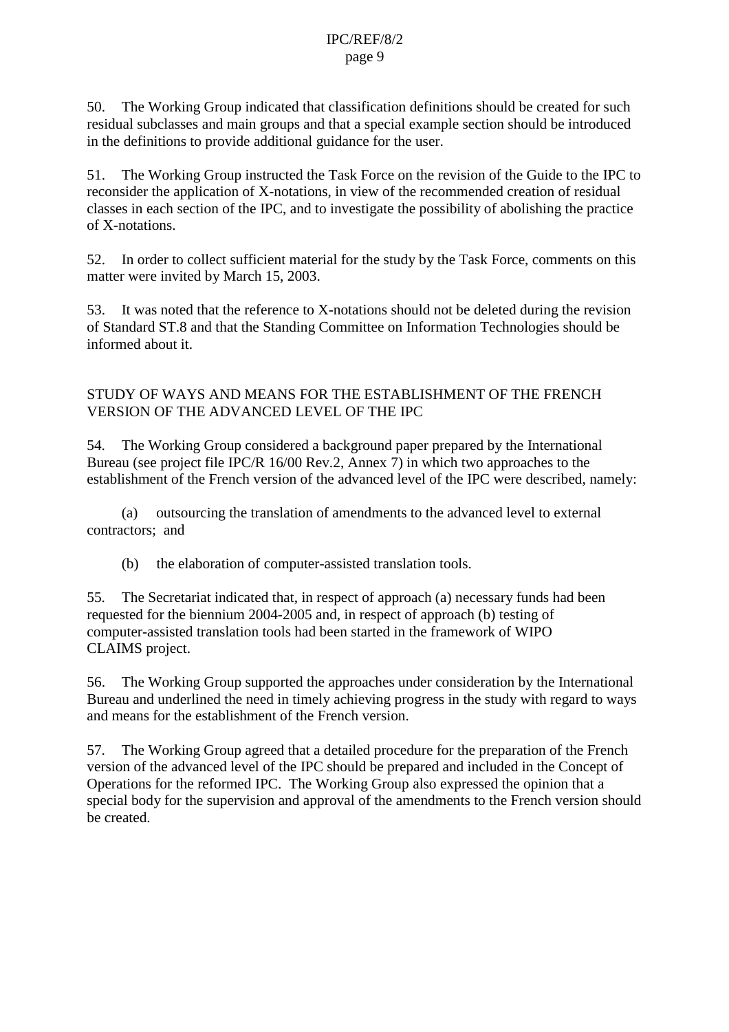50. The Working Group indicated that classification definitions should be created for such residual subclasses and main groups and that a special example section should be introduced in the definitions to provide additional guidance for the user.

51. The Working Group instructed the Task Force on the revision of the Guide to the IPC to reconsider the application of X-notations, in view of the recommended creation of residual classes in each section of the IPC, and to investigate the possibility of abolishing the practice of X-notations.

52. In order to collect sufficient material for the study by the Task Force, comments on this matter were invited by March 15, 2003.

53. It was noted that the reference to X-notations should not be deleted during the revision of Standard ST.8 and that the Standing Committee on Information Technologies should be informed about it.

## STUDY OF WAYS AND MEANS FOR THE ESTABLISHMENT OF THE FRENCH VERSION OF THE ADVANCED LEVEL OF THE IPC

54. The Working Group considered a background paper prepared by the International Bureau (see project file IPC/R 16/00 Rev.2, Annex 7) in which two approaches to the establishment of the French version of the advanced level of the IPC were described, namely:

(a) outsourcing the translation of amendments to the advanced level to external contractors; and

(b) the elaboration of computer-assisted translation tools.

55. The Secretariat indicated that, in respect of approach (a) necessary funds had been requested for the biennium 2004-2005 and, in respect of approach (b) testing of computer-assisted translation tools had been started in the framework of WIPO CLAIMS project.

56. The Working Group supported the approaches under consideration by the International Bureau and underlined the need in timely achieving progress in the study with regard to ways and means for the establishment of the French version.

57. The Working Group agreed that a detailed procedure for the preparation of the French version of the advanced level of the IPC should be prepared and included in the Concept of Operations for the reformed IPC. The Working Group also expressed the opinion that a special body for the supervision and approval of the amendments to the French version should be created.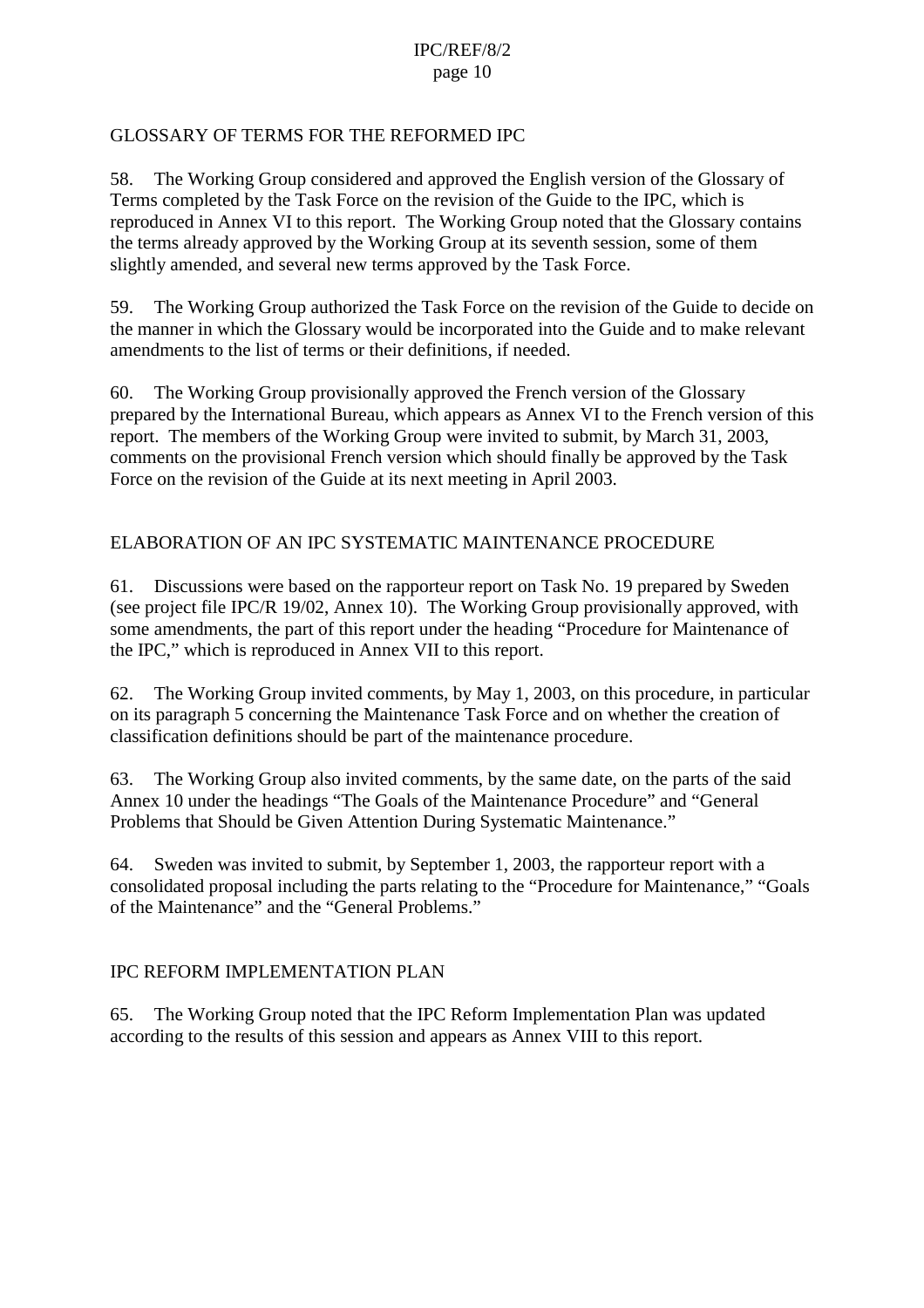## GLOSSARY OF TERMS FOR THE REFORMED IPC

58. The Working Group considered and approved the English version of the Glossary of Terms completed by the Task Force on the revision of the Guide to the IPC, which is reproduced in Annex VI to this report. The Working Group noted that the Glossary contains the terms already approved by the Working Group at its seventh session, some of them slightly amended, and several new terms approved by the Task Force.

59. The Working Group authorized the Task Force on the revision of the Guide to decide on the manner in which the Glossary would be incorporated into the Guide and to make relevant amendments to the list of terms or their definitions, if needed.

60. The Working Group provisionally approved the French version of the Glossary prepared by the International Bureau, which appears as Annex VI to the French version of this report. The members of the Working Group were invited to submit, by March 31, 2003, comments on the provisional French version which should finally be approved by the Task Force on the revision of the Guide at its next meeting in April 2003.

## ELABORATION OF AN IPC SYSTEMATIC MAINTENANCE PROCEDURE

61. Discussions were based on the rapporteur report on Task No. 19 prepared by Sweden (see project file IPC/R 19/02, Annex 10). The Working Group provisionally approved, with some amendments, the part of this report under the heading "Procedure for Maintenance of the IPC," which is reproduced in Annex VII to this report.

62. The Working Group invited comments, by May 1, 2003, on this procedure, in particular on its paragraph 5 concerning the Maintenance Task Force and on whether the creation of classification definitions should be part of the maintenance procedure.

63. The Working Group also invited comments, by the same date, on the parts of the said Annex 10 under the headings "The Goals of the Maintenance Procedure" and "General Problems that Should be Given Attention During Systematic Maintenance."

64. Sweden was invited to submit, by September 1, 2003, the rapporteur report with a consolidated proposal including the parts relating to the "Procedure for Maintenance," "Goals of the Maintenance" and the "General Problems."

## IPC REFORM IMPLEMENTATION PLAN

65. The Working Group noted that the IPC Reform Implementation Plan was updated according to the results of this session and appears as Annex VIII to this report.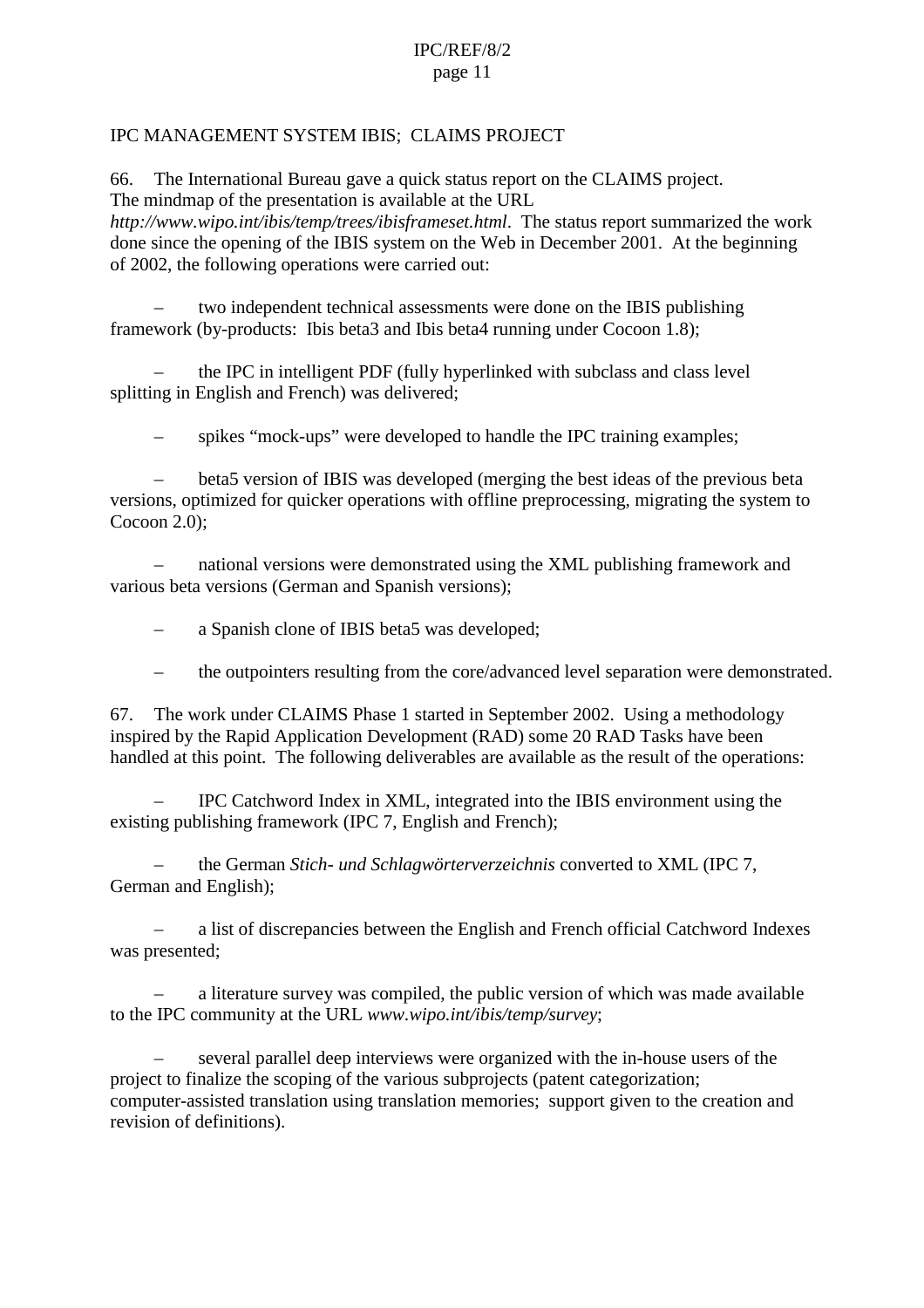IPC MANAGEMENT SYSTEM IBIS; CLAIMS PROJECT

66. The International Bureau gave a quick status report on the CLAIMS project. The mindmap of the presentation is available at the URL *http://www.wipo.int/ibis/temp/trees/ibisframeset.html*. The status report summarized the work done since the opening of the IBIS system on the Web in December 2001. At the beginning of 2002, the following operations were carried out:

– two independent technical assessments were done on the IBIS publishing framework (by-products: Ibis beta3 and Ibis beta4 running under Cocoon 1.8);

– the IPC in intelligent PDF (fully hyperlinked with subclass and class level splitting in English and French) was delivered;

– spikes “mock-ups” were developed to handle the IPC training examples;

– beta5 version of IBIS was developed (merging the best ideas of the previous beta versions, optimized for quicker operations with offline preprocessing, migrating the system to Cocoon 2.0);

– national versions were demonstrated using the XML publishing framework and various beta versions (German and Spanish versions);

– a Spanish clone of IBIS beta5 was developed;

– the outpointers resulting from the core/advanced level separation were demonstrated.

67. The work under CLAIMS Phase 1 started in September 2002. Using a methodology inspired by the Rapid Application Development (RAD) some 20 RAD Tasks have been handled at this point. The following deliverables are available as the result of the operations:

– IPC Catchword Index in XML, integrated into the IBIS environment using the existing publishing framework (IPC 7, English and French);

– the German *Stich- und Schlagwörterverzeichnis* converted to XML (IPC 7, German and English);

– a list of discrepancies between the English and French official Catchword Indexes was presented;

– a literature survey was compiled, the public version of which was made available to the IPC community at the URL *www.wipo.int/ibis/temp/survey*;

– several parallel deep interviews were organized with the in-house users of the project to finalize the scoping of the various subprojects (patent categorization; computer-assisted translation using translation memories; support given to the creation and revision of definitions).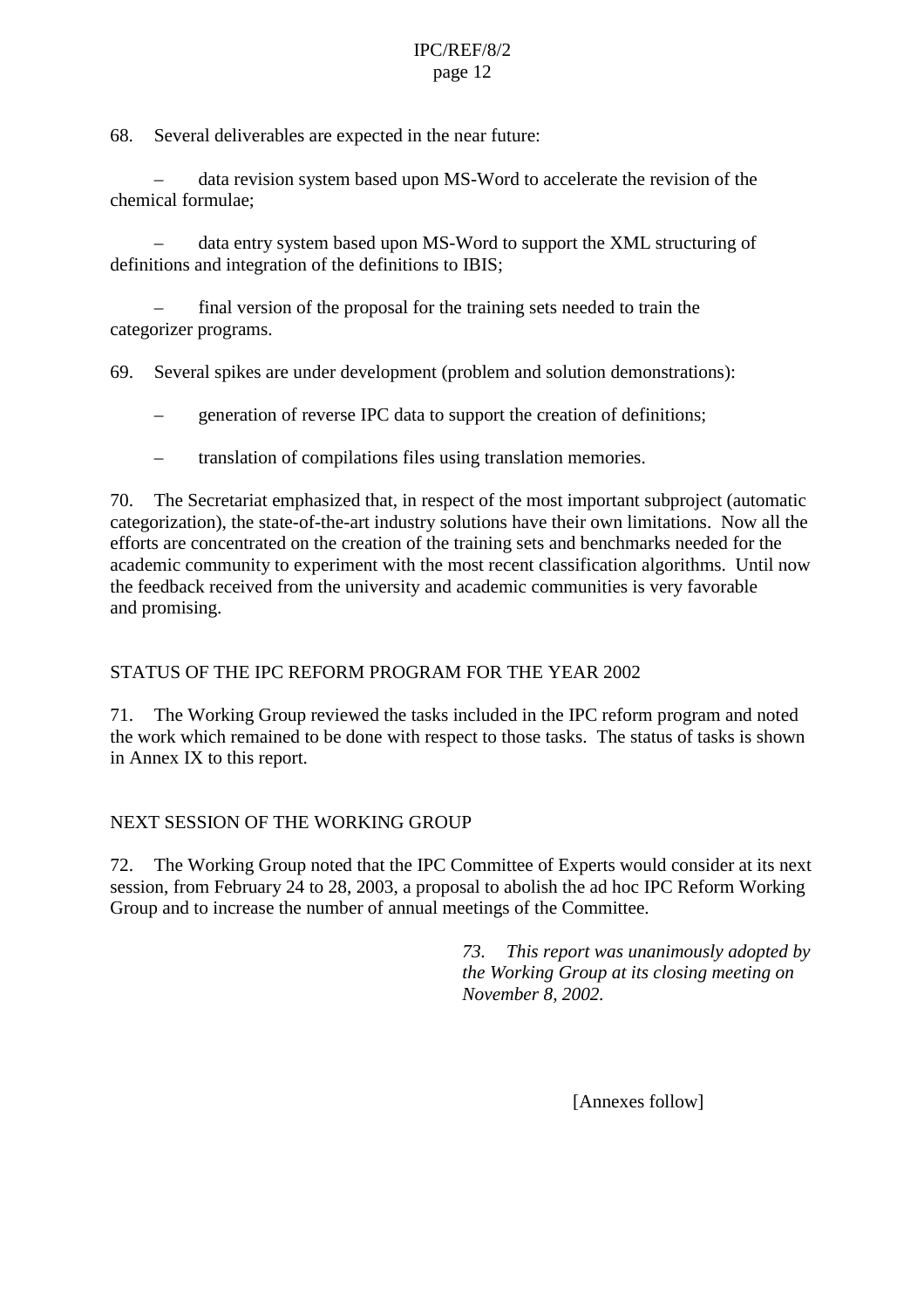68. Several deliverables are expected in the near future:

– data revision system based upon MS-Word to accelerate the revision of the chemical formulae;

– data entry system based upon MS-Word to support the XML structuring of definitions and integration of the definitions to IBIS;

– final version of the proposal for the training sets needed to train the categorizer programs.

69. Several spikes are under development (problem and solution demonstrations):

– generation of reverse IPC data to support the creation of definitions;

– translation of compilations files using translation memories.

70. The Secretariat emphasized that, in respect of the most important subproject (automatic categorization), the state-of-the-art industry solutions have their own limitations. Now all the efforts are concentrated on the creation of the training sets and benchmarks needed for the academic community to experiment with the most recent classification algorithms. Until now the feedback received from the university and academic communities is very favorable and promising.

## STATUS OF THE IPC REFORM PROGRAM FOR THE YEAR 2002

71. The Working Group reviewed the tasks included in the IPC reform program and noted the work which remained to be done with respect to those tasks. The status of tasks is shown in Annex IX to this report.

## NEXT SESSION OF THE WORKING GROUP

72. The Working Group noted that the IPC Committee of Experts would consider at its next session, from February 24 to 28, 2003, a proposal to abolish the ad hoc IPC Reform Working Group and to increase the number of annual meetings of the Committee.

*73. This report was unanimously adopted by the Working Group at its closing meeting on November 8, 2002.*

[Annexes follow]